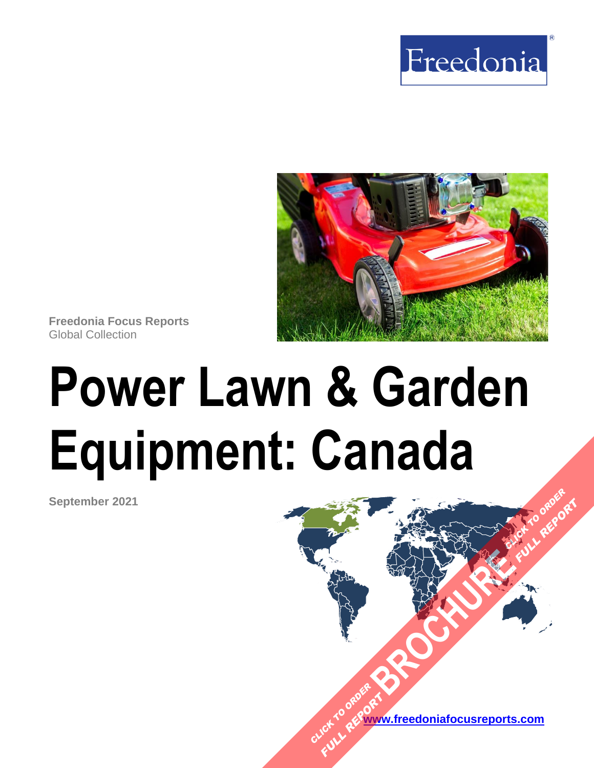Freedonia

Freedonia Focus Reports
Global Collection

# Power Lawn & Garden Equipment: Canada

September 2021

CLICK TO ORDER FULL REPORT BROCHURE CLICK TO ORDER FULL REPORT

www.freedoniafocusreports.com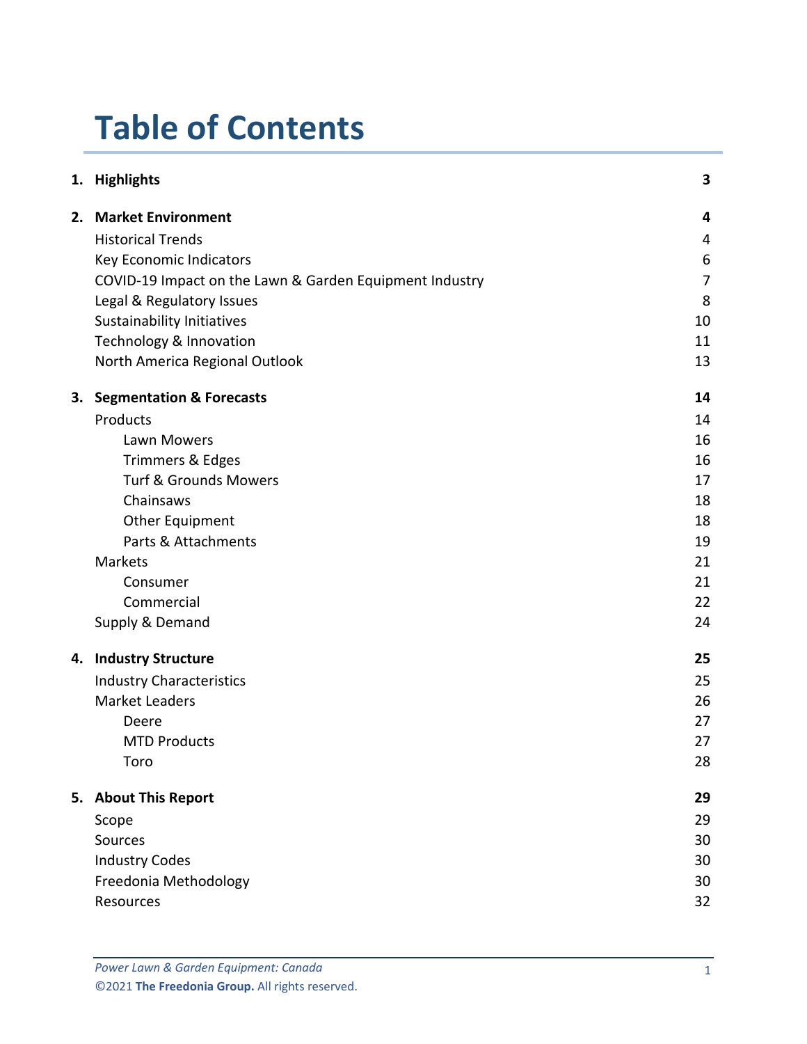# Table of Contents

| | | |
|---|---|---|
| **1.** | **Highlights** | **3** |
| **2.** | **Market Environment** | **4** |
| | Historical Trends | 4 |
| | Key Economic Indicators | 6 |
| | COVID-19 Impact on the Lawn & Garden Equipment Industry | 7 |
| | Legal & Regulatory Issues | 8 |
| | Sustainability Initiatives | 10 |
| | Technology & Innovation | 11 |
| | North America Regional Outlook | 13 |
| **3.** | **Segmentation & Forecasts** | **14** |
| | Products | 14 |
| | Lawn Mowers | 16 |
| | Trimmers & Edges | 16 |
| | Turf & Grounds Mowers | 17 |
| | Chainsaws | 18 |
| | Other Equipment | 18 |
| | Parts & Attachments | 19 |
| | Markets | 21 |
| | Consumer | 21 |
| | Commercial | 22 |
| | Supply & Demand | 24 |
| **4.** | **Industry Structure** | **25** |
| | Industry Characteristics | 25 |
| | Market Leaders | 26 |
| | Deere | 27 |
| | MTD Products | 27 |
| | Toro | 28 |
| **5.** | **About This Report** | **29** |
| | Scope | 29 |
| | Sources | 30 |
| | Industry Codes | 30 |
| | Freedonia Methodology | 30 |
| | Resources | 32 |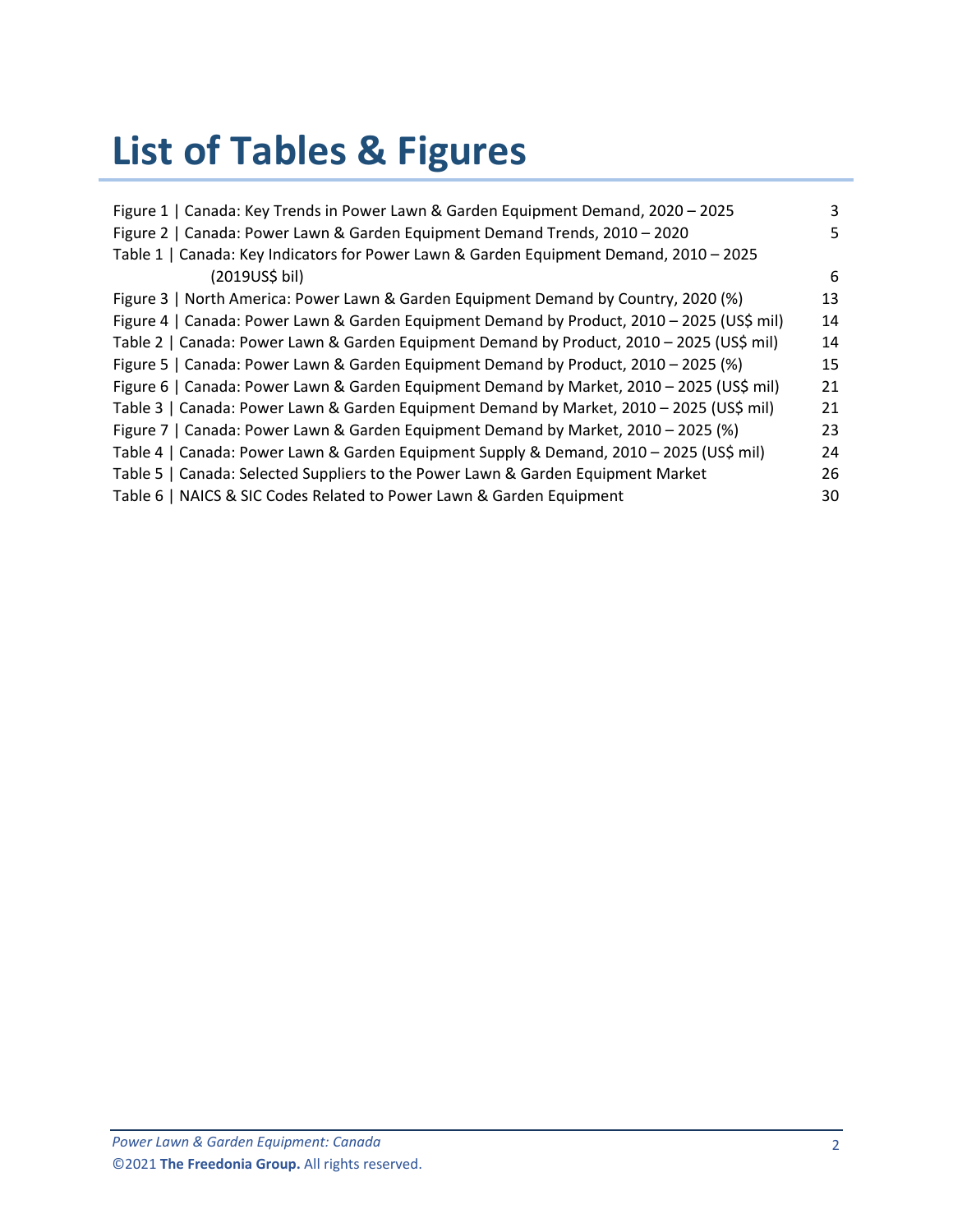# List of Tables & Figures

| | |
|---|---|
| Figure 1 \| Canada: Key Trends in Power Lawn & Garden Equipment Demand, 2020 – 2025 | 3 |
| Figure 2 \| Canada: Power Lawn & Garden Equipment Demand Trends, 2010 – 2020 | 5 |
| Table 1 \| Canada: Key Indicators for Power Lawn & Garden Equipment Demand, 2010 – 2025 (2019US$ bil) | 6 |
| Figure 3 \| North America: Power Lawn & Garden Equipment Demand by Country, 2020 (%) | 13 |
| Figure 4 \| Canada: Power Lawn & Garden Equipment Demand by Product, 2010 – 2025 (US$ mil) | 14 |
| Table 2 \| Canada: Power Lawn & Garden Equipment Demand by Product, 2010 – 2025 (US$ mil) | 14 |
| Figure 5 \| Canada: Power Lawn & Garden Equipment Demand by Product, 2010 – 2025 (%) | 15 |
| Figure 6 \| Canada: Power Lawn & Garden Equipment Demand by Market, 2010 – 2025 (US$ mil) | 21 |
| Table 3 \| Canada: Power Lawn & Garden Equipment Demand by Market, 2010 – 2025 (US$ mil) | 21 |
| Figure 7 \| Canada: Power Lawn & Garden Equipment Demand by Market, 2010 – 2025 (%) | 23 |
| Table 4 \| Canada: Power Lawn & Garden Equipment Supply & Demand, 2010 – 2025 (US$ mil) | 24 |
| Table 5 \| Canada: Selected Suppliers to the Power Lawn & Garden Equipment Market | 26 |
| Table 6 \| NAICS & SIC Codes Related to Power Lawn & Garden Equipment | 30 |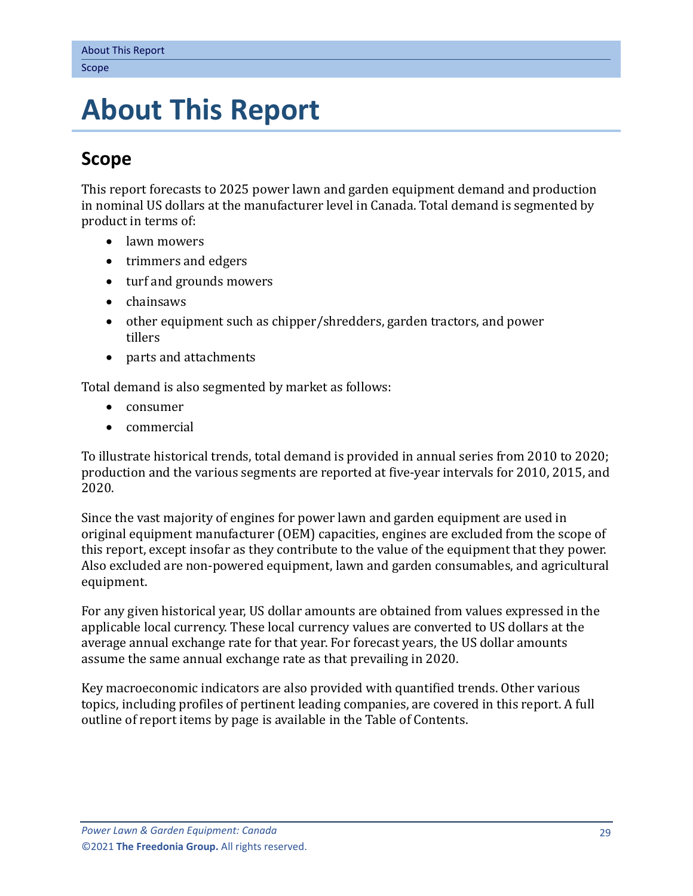# About This Report

## Scope

This report forecasts to 2025 power lawn and garden equipment demand and production in nominal US dollars at the manufacturer level in Canada. Total demand is segmented by product in terms of:

- lawn mowers
- trimmers and edgers
- turf and grounds mowers
- chainsaws
- other equipment such as chipper/shredders, garden tractors, and power tillers
- parts and attachments

Total demand is also segmented by market as follows:

- consumer
- commercial

To illustrate historical trends, total demand is provided in annual series from 2010 to 2020; production and the various segments are reported at five-year intervals for 2010, 2015, and 2020.

Since the vast majority of engines for power lawn and garden equipment are used in original equipment manufacturer (OEM) capacities, engines are excluded from the scope of this report, except insofar as they contribute to the value of the equipment that they power. Also excluded are non-powered equipment, lawn and garden consumables, and agricultural equipment.

For any given historical year, US dollar amounts are obtained from values expressed in the applicable local currency. These local currency values are converted to US dollars at the average annual exchange rate for that year. For forecast years, the US dollar amounts assume the same annual exchange rate as that prevailing in 2020.

Key macroeconomic indicators are also provided with quantified trends. Other various topics, including profiles of pertinent leading companies, are covered in this report. A full outline of report items by page is available in the Table of Contents.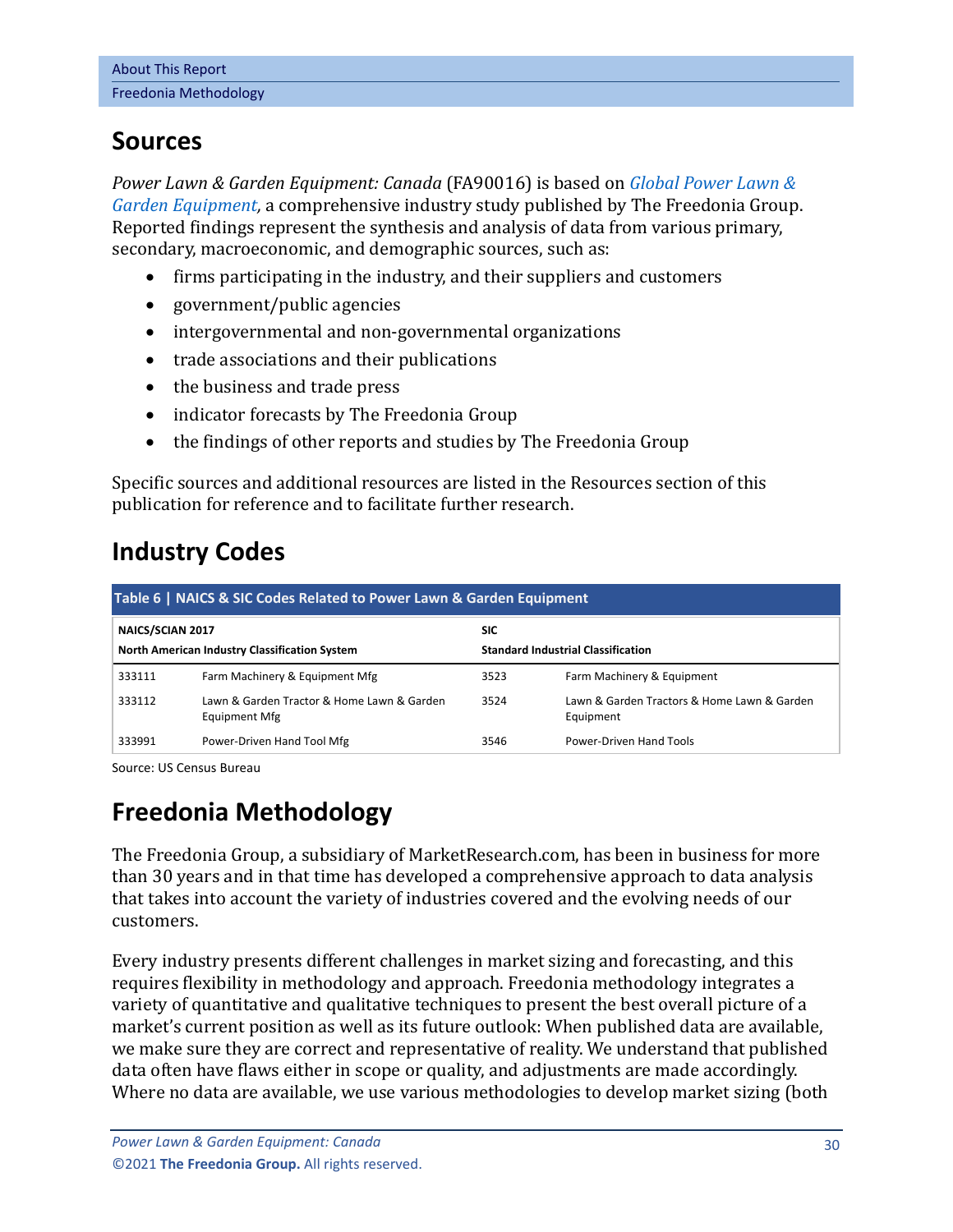## Sources

*Power Lawn & Garden Equipment: Canada* (FA90016) is based on *Global Power Lawn & Garden Equipment,* a comprehensive industry study published by The Freedonia Group. Reported findings represent the synthesis and analysis of data from various primary, secondary, macroeconomic, and demographic sources, such as:

- firms participating in the industry, and their suppliers and customers
- government/public agencies
- intergovernmental and non-governmental organizations
- trade associations and their publications
- the business and trade press
- indicator forecasts by The Freedonia Group
- the findings of other reports and studies by The Freedonia Group

Specific sources and additional resources are listed in the Resources section of this publication for reference and to facilitate further research.

## Industry Codes

**Table 6 | NAICS & SIC Codes Related to Power Lawn & Garden Equipment**

| NAICS/SCIAN 2017<br>North American Industry Classification System | | SIC<br>Standard Industrial Classification | |
|---|---|---|---|
| 333111 | Farm Machinery & Equipment Mfg | 3523 | Farm Machinery & Equipment |
| 333112 | Lawn & Garden Tractor & Home Lawn & Garden Equipment Mfg | 3524 | Lawn & Garden Tractors & Home Lawn & Garden Equipment |
| 333991 | Power-Driven Hand Tool Mfg | 3546 | Power-Driven Hand Tools |

Source: US Census Bureau

## Freedonia Methodology

The Freedonia Group, a subsidiary of MarketResearch.com, has been in business for more than 30 years and in that time has developed a comprehensive approach to data analysis that takes into account the variety of industries covered and the evolving needs of our customers.

Every industry presents different challenges in market sizing and forecasting, and this requires flexibility in methodology and approach. Freedonia methodology integrates a variety of quantitative and qualitative techniques to present the best overall picture of a market's current position as well as its future outlook: When published data are available, we make sure they are correct and representative of reality. We understand that published data often have flaws either in scope or quality, and adjustments are made accordingly. Where no data are available, we use various methodologies to develop market sizing (both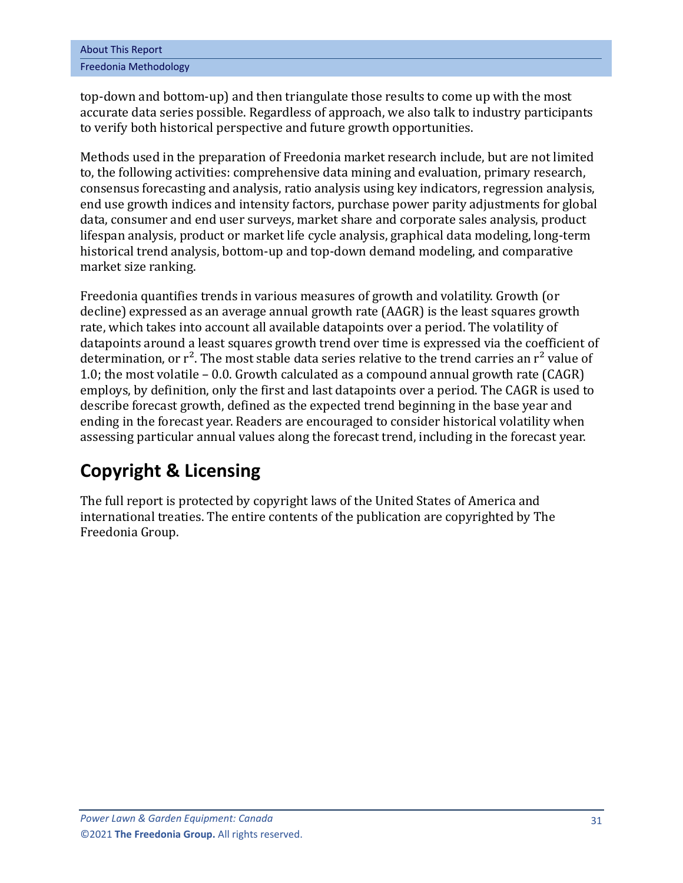top-down and bottom-up) and then triangulate those results to come up with the most accurate data series possible. Regardless of approach, we also talk to industry participants to verify both historical perspective and future growth opportunities.

Methods used in the preparation of Freedonia market research include, but are not limited to, the following activities: comprehensive data mining and evaluation, primary research, consensus forecasting and analysis, ratio analysis using key indicators, regression analysis, end use growth indices and intensity factors, purchase power parity adjustments for global data, consumer and end user surveys, market share and corporate sales analysis, product lifespan analysis, product or market life cycle analysis, graphical data modeling, long-term historical trend analysis, bottom-up and top-down demand modeling, and comparative market size ranking.

Freedonia quantifies trends in various measures of growth and volatility. Growth (or decline) expressed as an average annual growth rate (AAGR) is the least squares growth rate, which takes into account all available datapoints over a period. The volatility of datapoints around a least squares growth trend over time is expressed via the coefficient of determination, or $r^2$. The most stable data series relative to the trend carries an $r^2$ value of 1.0; the most volatile – 0.0. Growth calculated as a compound annual growth rate (CAGR) employs, by definition, only the first and last datapoints over a period. The CAGR is used to describe forecast growth, defined as the expected trend beginning in the base year and ending in the forecast year. Readers are encouraged to consider historical volatility when assessing particular annual values along the forecast trend, including in the forecast year.

## Copyright & Licensing

The full report is protected by copyright laws of the United States of America and international treaties. The entire contents of the publication are copyrighted by The Freedonia Group.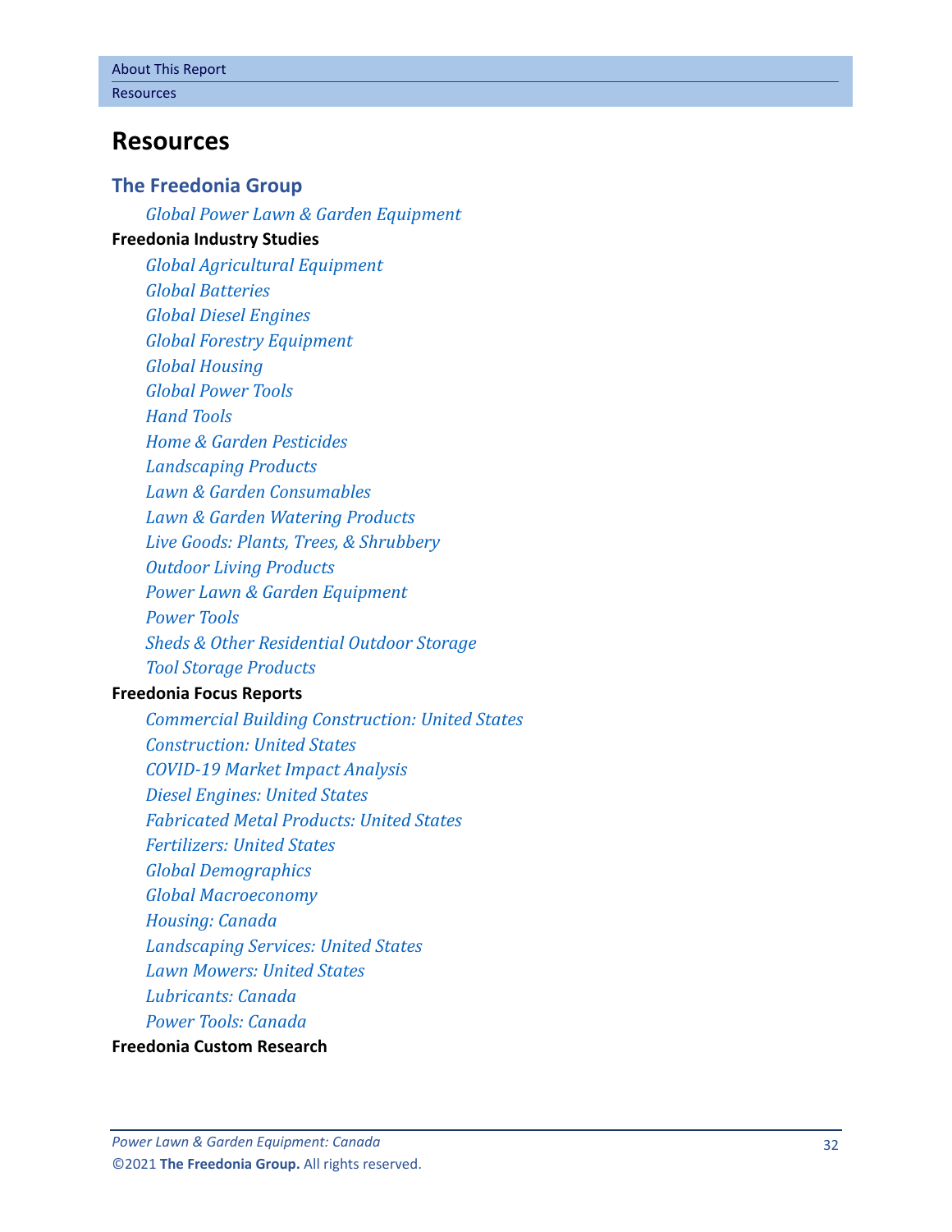# Resources

## The Freedonia Group

*Global Power Lawn & Garden Equipment*

**Freedonia Industry Studies**

*Global Agricultural Equipment*
*Global Batteries*
*Global Diesel Engines*
*Global Forestry Equipment*
*Global Housing*
*Global Power Tools*
*Hand Tools*
*Home & Garden Pesticides*
*Landscaping Products*
*Lawn & Garden Consumables*
*Lawn & Garden Watering Products*
*Live Goods: Plants, Trees, & Shrubbery*
*Outdoor Living Products*
*Power Lawn & Garden Equipment*
*Power Tools*
*Sheds & Other Residential Outdoor Storage*
*Tool Storage Products*

**Freedonia Focus Reports**

*Commercial Building Construction: United States*
*Construction: United States*
*COVID-19 Market Impact Analysis*
*Diesel Engines: United States*
*Fabricated Metal Products: United States*
*Fertilizers: United States*
*Global Demographics*
*Global Macroeconomy*
*Housing: Canada*
*Landscaping Services: United States*
*Lawn Mowers: United States*
*Lubricants: Canada*
*Power Tools: Canada*

**Freedonia Custom Research**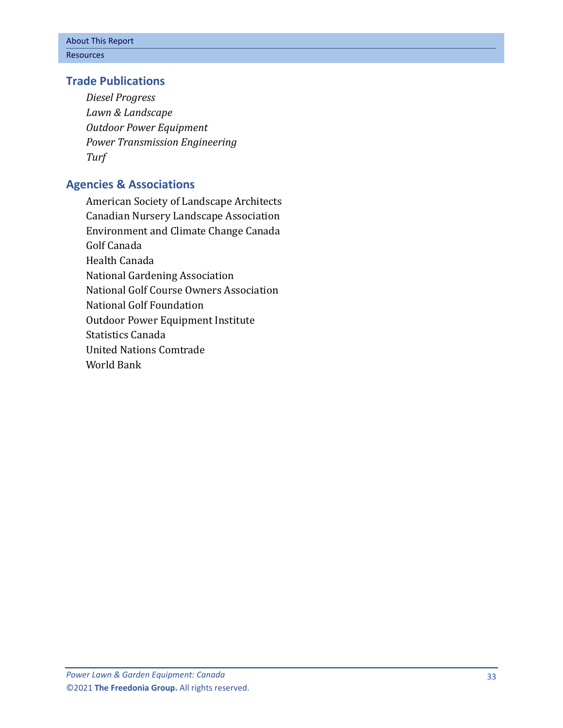## Trade Publications

*Diesel Progress*
*Lawn & Landscape*
*Outdoor Power Equipment*
*Power Transmission Engineering*
*Turf*

## Agencies & Associations

American Society of Landscape Architects
Canadian Nursery Landscape Association
Environment and Climate Change Canada
Golf Canada
Health Canada
National Gardening Association
National Golf Course Owners Association
National Golf Foundation
Outdoor Power Equipment Institute
Statistics Canada
United Nations Comtrade
World Bank